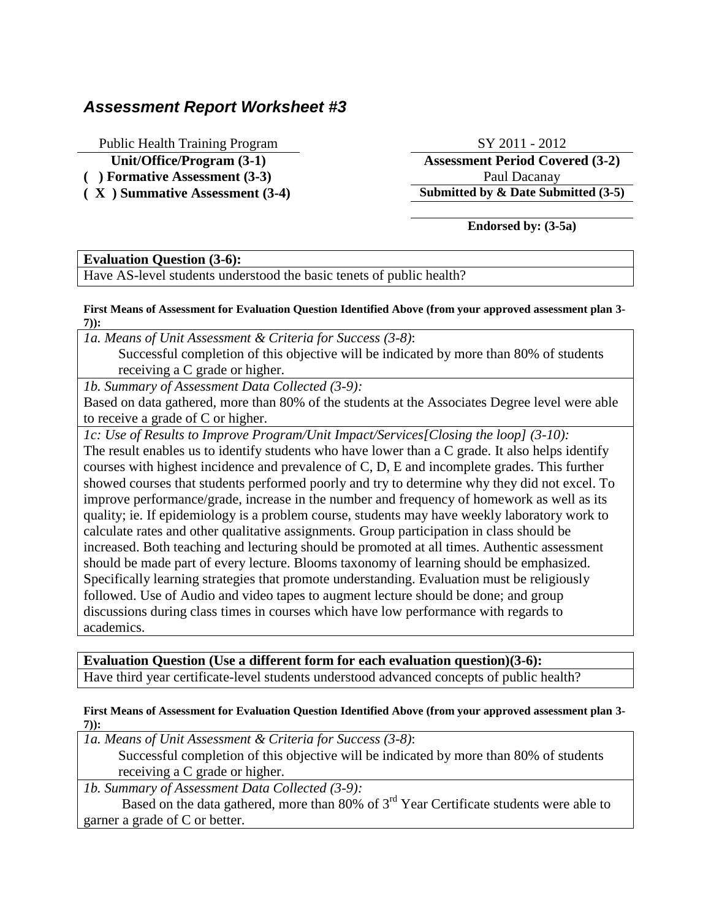## *Assessment Report Worksheet #3*

| Public Health Training Program | SY 2011 - 2012 |
|---|---|
| **Unit/Office/Program (3-1)** | **Assessment Period Covered (3-2)** |
| **( ) Formative Assessment (3-3)** | Paul Dacanay |
| **( X ) Summative Assessment (3-4)** | **Submitted by & Date Submitted (3-5)** |
| | |
| | **Endorsed by: (3-5a)** |

**Evaluation Question (3-6):**

Have AS-level students understood the basic tenets of public health?

**First Means of Assessment for Evaluation Question Identified Above (from your approved assessment plan 3-7)):**

*1a. Means of Unit Assessment & Criteria for Success (3-8)*:

Successful completion of this objective will be indicated by more than 80% of students receiving a C grade or higher.

*1b. Summary of Assessment Data Collected (3-9):*

Based on data gathered, more than 80% of the students at the Associates Degree level were able to receive a grade of C or higher.

*1c: Use of Results to Improve Program/Unit Impact/Services[Closing the loop] (3-10):*

The result enables us to identify students who have lower than a C grade. It also helps identify courses with highest incidence and prevalence of C, D, E and incomplete grades. This further showed courses that students performed poorly and try to determine why they did not excel. To improve performance/grade, increase in the number and frequency of homework as well as its quality; ie. If epidemiology is a problem course, students may have weekly laboratory work to calculate rates and other qualitative assignments. Group participation in class should be increased. Both teaching and lecturing should be promoted at all times. Authentic assessment should be made part of every lecture. Blooms taxonomy of learning should be emphasized. Specifically learning strategies that promote understanding. Evaluation must be religiously followed. Use of Audio and video tapes to augment lecture should be done; and group discussions during class times in courses which have low performance with regards to academics.

**Evaluation Question (Use a different form for each evaluation question)(3-6):**

Have third year certificate-level students understood advanced concepts of public health?

**First Means of Assessment for Evaluation Question Identified Above (from your approved assessment plan 3-7)):**

*1a. Means of Unit Assessment & Criteria for Success (3-8)*:

Successful completion of this objective will be indicated by more than 80% of students receiving a C grade or higher.

*1b. Summary of Assessment Data Collected (3-9):*

Based on the data gathered, more than 80% of 3rd Year Certificate students were able to garner a grade of C or better.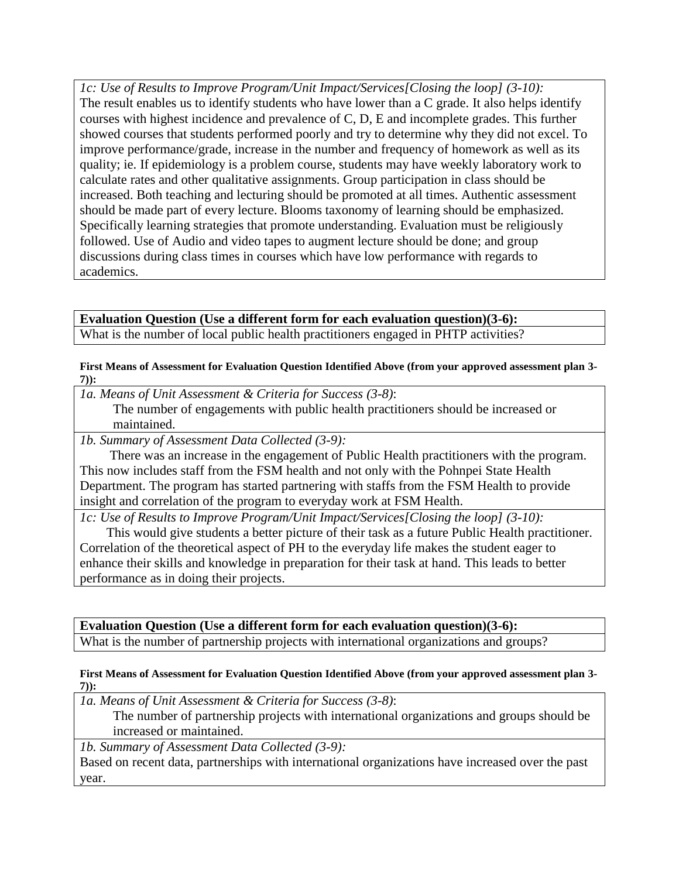*1c: Use of Results to Improve Program/Unit Impact/Services[Closing the loop] (3-10):*
The result enables us to identify students who have lower than a C grade. It also helps identify courses with highest incidence and prevalence of C, D, E and incomplete grades. This further showed courses that students performed poorly and try to determine why they did not excel. To improve performance/grade, increase in the number and frequency of homework as well as its quality; ie. If epidemiology is a problem course, students may have weekly laboratory work to calculate rates and other qualitative assignments. Group participation in class should be increased. Both teaching and lecturing should be promoted at all times. Authentic assessment should be made part of every lecture. Blooms taxonomy of learning should be emphasized. Specifically learning strategies that promote understanding. Evaluation must be religiously followed. Use of Audio and video tapes to augment lecture should be done; and group discussions during class times in courses which have low performance with regards to academics.

**Evaluation Question (Use a different form for each evaluation question)(3-6):**
What is the number of local public health practitioners engaged in PHTP activities?

**First Means of Assessment for Evaluation Question Identified Above (from your approved assessment plan 3-7)):**

*1a. Means of Unit Assessment & Criteria for Success (3-8)*:
The number of engagements with public health practitioners should be increased or maintained.

*1b. Summary of Assessment Data Collected (3-9):*
There was an increase in the engagement of Public Health practitioners with the program. This now includes staff from the FSM health and not only with the Pohnpei State Health Department. The program has started partnering with staffs from the FSM Health to provide insight and correlation of the program to everyday work at FSM Health.

*1c: Use of Results to Improve Program/Unit Impact/Services[Closing the loop] (3-10):*
This would give students a better picture of their task as a future Public Health practitioner. Correlation of the theoretical aspect of PH to the everyday life makes the student eager to enhance their skills and knowledge in preparation for their task at hand. This leads to better performance as in doing their projects.

**Evaluation Question (Use a different form for each evaluation question)(3-6):**
What is the number of partnership projects with international organizations and groups?

**First Means of Assessment for Evaluation Question Identified Above (from your approved assessment plan 3-7)):**

*1a. Means of Unit Assessment & Criteria for Success (3-8)*:
The number of partnership projects with international organizations and groups should be increased or maintained.

*1b. Summary of Assessment Data Collected (3-9):*
Based on recent data, partnerships with international organizations have increased over the past year.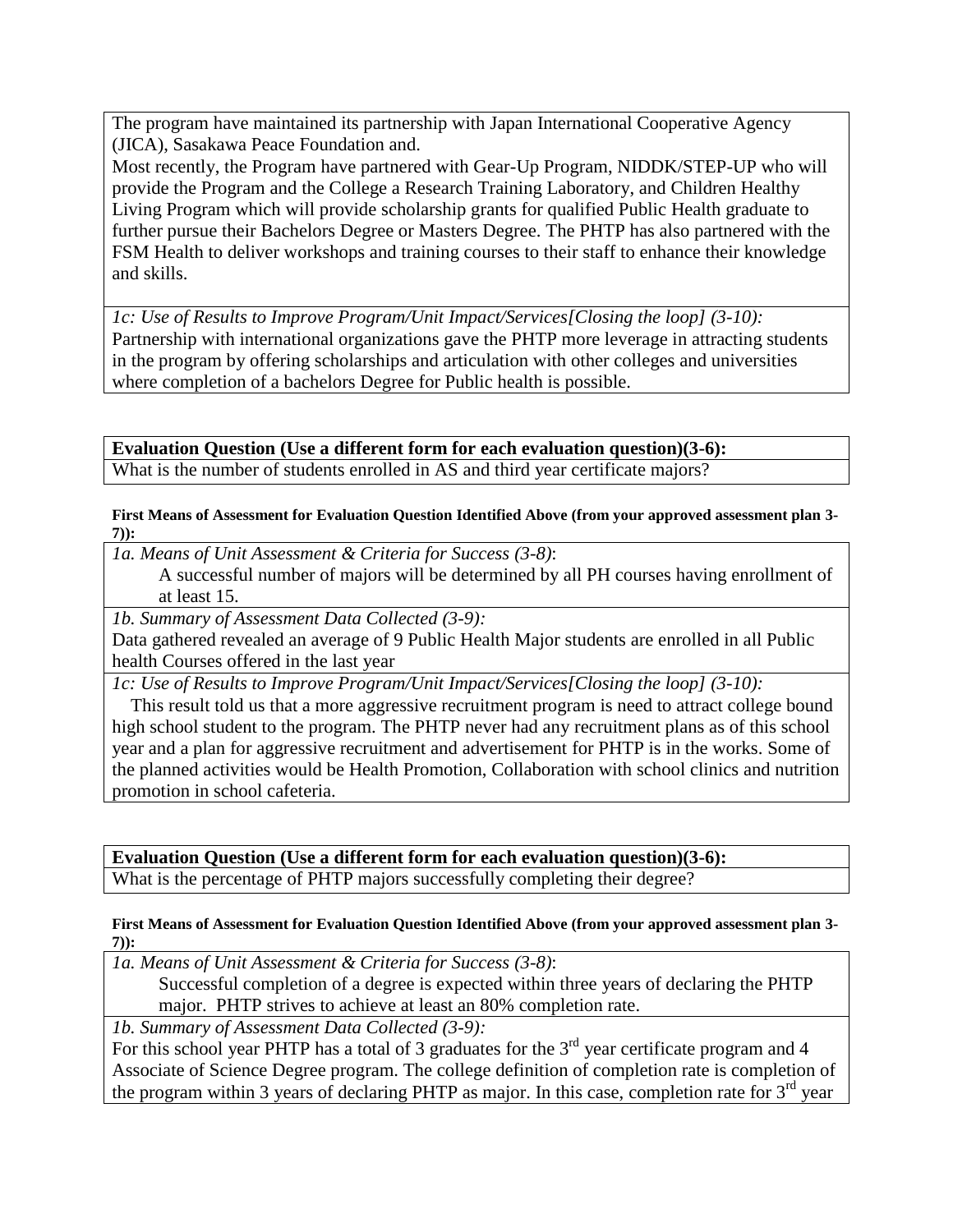The program have maintained its partnership with Japan International Cooperative Agency (JICA), Sasakawa Peace Foundation and.

Most recently, the Program have partnered with Gear-Up Program, NIDDK/STEP-UP who will provide the Program and the College a Research Training Laboratory, and Children Healthy Living Program which will provide scholarship grants for qualified Public Health graduate to further pursue their Bachelors Degree or Masters Degree. The PHTP has also partnered with the FSM Health to deliver workshops and training courses to their staff to enhance their knowledge and skills.

*1c: Use of Results to Improve Program/Unit Impact/Services[Closing the loop] (3-10):*
Partnership with international organizations gave the PHTP more leverage in attracting students in the program by offering scholarships and articulation with other colleges and universities where completion of a bachelors Degree for Public health is possible.

**Evaluation Question (Use a different form for each evaluation question)(3-6):**
What is the number of students enrolled in AS and third year certificate majors?

**First Means of Assessment for Evaluation Question Identified Above (from your approved assessment plan 3-7)):**

*1a. Means of Unit Assessment & Criteria for Success (3-8)*:
A successful number of majors will be determined by all PH courses having enrollment of at least 15.

*1b. Summary of Assessment Data Collected (3-9):*
Data gathered revealed an average of 9 Public Health Major students are enrolled in all Public health Courses offered in the last year

*1c: Use of Results to Improve Program/Unit Impact/Services[Closing the loop] (3-10):*
This result told us that a more aggressive recruitment program is need to attract college bound high school student to the program. The PHTP never had any recruitment plans as of this school year and a plan for aggressive recruitment and advertisement for PHTP is in the works. Some of the planned activities would be Health Promotion, Collaboration with school clinics and nutrition promotion in school cafeteria.

**Evaluation Question (Use a different form for each evaluation question)(3-6):**
What is the percentage of PHTP majors successfully completing their degree?

**First Means of Assessment for Evaluation Question Identified Above (from your approved assessment plan 3-7)):**

*1a. Means of Unit Assessment & Criteria for Success (3-8)*:
Successful completion of a degree is expected within three years of declaring the PHTP major. PHTP strives to achieve at least an 80% completion rate.

*1b. Summary of Assessment Data Collected (3-9):*
For this school year PHTP has a total of 3 graduates for the 3rd year certificate program and 4 Associate of Science Degree program. The college definition of completion rate is completion of the program within 3 years of declaring PHTP as major. In this case, completion rate for 3rd year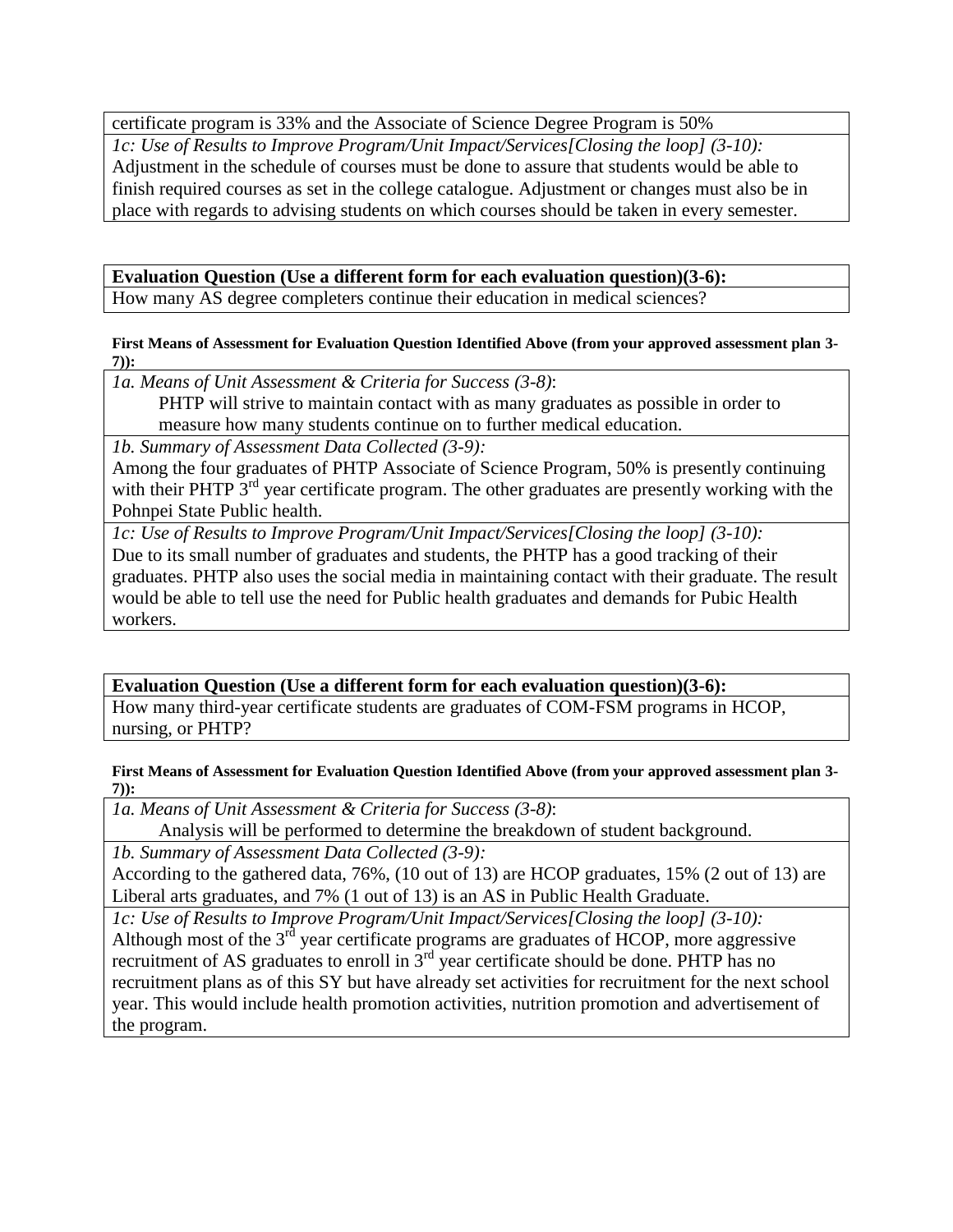certificate program is 33% and the Associate of Science Degree Program is 50%

*1c: Use of Results to Improve Program/Unit Impact/Services[Closing the loop] (3-10):*

Adjustment in the schedule of courses must be done to assure that students would be able to finish required courses as set in the college catalogue. Adjustment or changes must also be in place with regards to advising students on which courses should be taken in every semester.

**Evaluation Question (Use a different form for each evaluation question)(3-6):**

How many AS degree completers continue their education in medical sciences?

**First Means of Assessment for Evaluation Question Identified Above (from your approved assessment plan 3-7)):**

*1a. Means of Unit Assessment & Criteria for Success (3-8)*:

PHTP will strive to maintain contact with as many graduates as possible in order to measure how many students continue on to further medical education.

*1b. Summary of Assessment Data Collected (3-9):*

Among the four graduates of PHTP Associate of Science Program, 50% is presently continuing with their PHTP 3rd year certificate program. The other graduates are presently working with the Pohnpei State Public health.

*1c: Use of Results to Improve Program/Unit Impact/Services[Closing the loop] (3-10):*

Due to its small number of graduates and students, the PHTP has a good tracking of their graduates. PHTP also uses the social media in maintaining contact with their graduate. The result would be able to tell use the need for Public health graduates and demands for Pubic Health workers.

**Evaluation Question (Use a different form for each evaluation question)(3-6):**

How many third-year certificate students are graduates of COM-FSM programs in HCOP, nursing, or PHTP?

**First Means of Assessment for Evaluation Question Identified Above (from your approved assessment plan 3-7)):**

*1a. Means of Unit Assessment & Criteria for Success (3-8)*:

Analysis will be performed to determine the breakdown of student background.

*1b. Summary of Assessment Data Collected (3-9):*

According to the gathered data, 76%, (10 out of 13) are HCOP graduates, 15% (2 out of 13) are Liberal arts graduates, and 7% (1 out of 13) is an AS in Public Health Graduate.

*1c: Use of Results to Improve Program/Unit Impact/Services[Closing the loop] (3-10):*

Although most of the 3rd year certificate programs are graduates of HCOP, more aggressive recruitment of AS graduates to enroll in 3rd year certificate should be done. PHTP has no recruitment plans as of this SY but have already set activities for recruitment for the next school year. This would include health promotion activities, nutrition promotion and advertisement of the program.